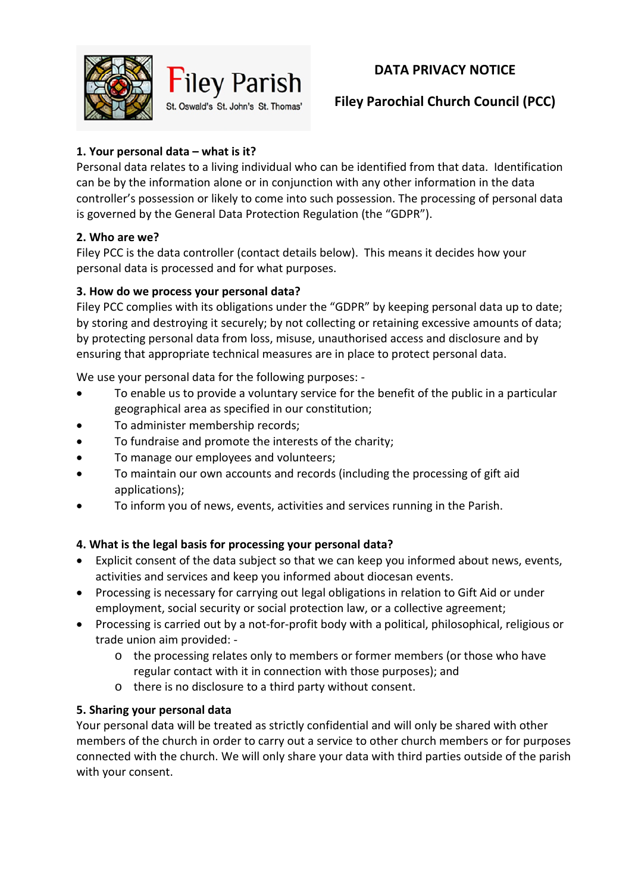Filey Parish

St. Oswald's St. John's St. Thomas'

# DATA PRIVACY NOTICE

## Filey Parochial Church Council (PCC)

**1. Your personal data – what is it?**

Personal data relates to a living individual who can be identified from that data. Identification can be by the information alone or in conjunction with any other information in the data controller's possession or likely to come into such possession. The processing of personal data is governed by the General Data Protection Regulation (the "GDPR").

**2. Who are we?**

Filey PCC is the data controller (contact details below). This means it decides how your personal data is processed and for what purposes.

**3. How do we process your personal data?**

Filey PCC complies with its obligations under the "GDPR" by keeping personal data up to date; by storing and destroying it securely; by not collecting or retaining excessive amounts of data; by protecting personal data from loss, misuse, unauthorised access and disclosure and by ensuring that appropriate technical measures are in place to protect personal data.

We use your personal data for the following purposes: -

- To enable us to provide a voluntary service for the benefit of the public in a particular geographical area as specified in our constitution;
- To administer membership records;
- To fundraise and promote the interests of the charity;
- To manage our employees and volunteers;
- To maintain our own accounts and records (including the processing of gift aid applications);
- To inform you of news, events, activities and services running in the Parish.

**4. What is the legal basis for processing your personal data?**

- Explicit consent of the data subject so that we can keep you informed about news, events, activities and services and keep you informed about diocesan events.
- Processing is necessary for carrying out legal obligations in relation to Gift Aid or under employment, social security or social protection law, or a collective agreement;
- Processing is carried out by a not-for-profit body with a political, philosophical, religious or trade union aim provided: -
  - the processing relates only to members or former members (or those who have regular contact with it in connection with those purposes); and
  - there is no disclosure to a third party without consent.

**5. Sharing your personal data**

Your personal data will be treated as strictly confidential and will only be shared with other members of the church in order to carry out a service to other church members or for purposes connected with the church. We will only share your data with third parties outside of the parish with your consent.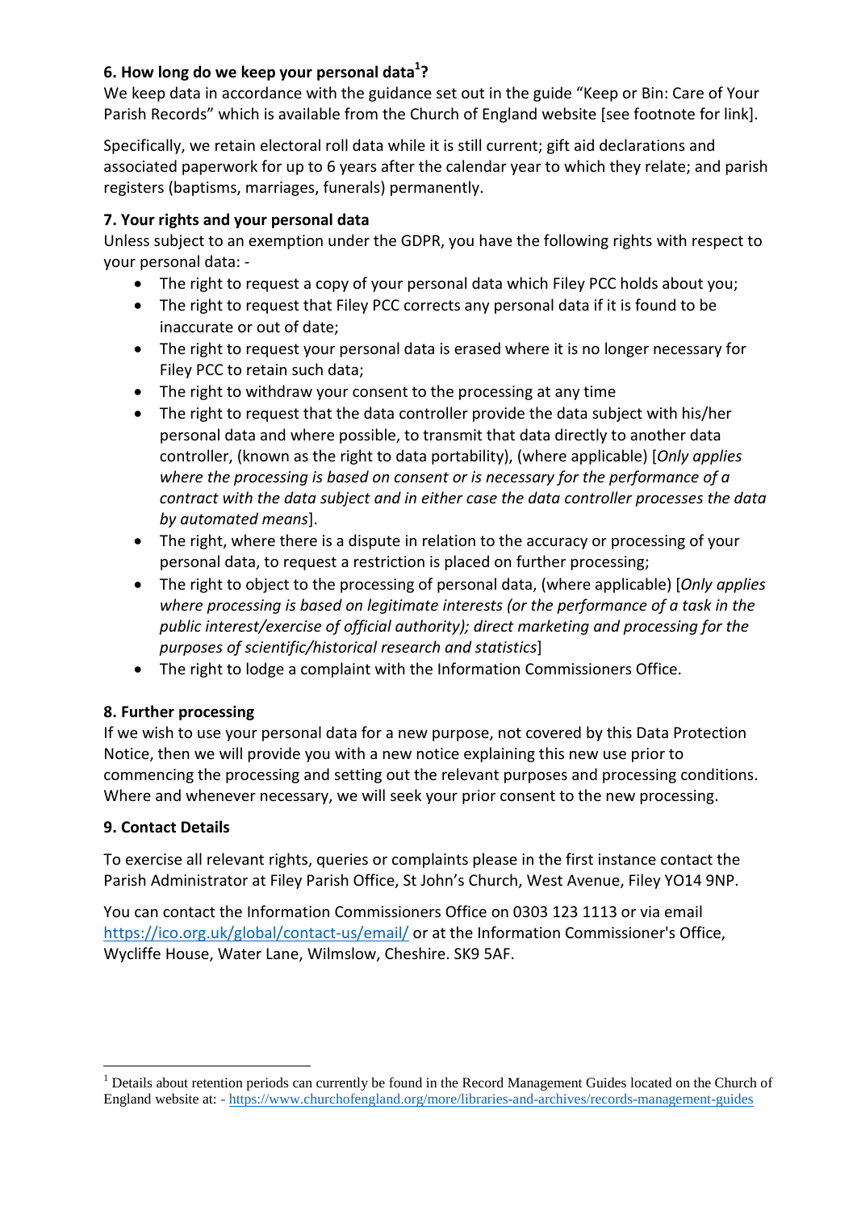### 6. How long do we keep your personal data[1]?

We keep data in accordance with the guidance set out in the guide "Keep or Bin: Care of Your Parish Records" which is available from the Church of England website [see footnote for link].

Specifically, we retain electoral roll data while it is still current; gift aid declarations and associated paperwork for up to 6 years after the calendar year to which they relate; and parish registers (baptisms, marriages, funerals) permanently.

### 7. Your rights and your personal data

Unless subject to an exemption under the GDPR, you have the following rights with respect to your personal data: -

- The right to request a copy of your personal data which Filey PCC holds about you;
- The right to request that Filey PCC corrects any personal data if it is found to be inaccurate or out of date;
- The right to request your personal data is erased where it is no longer necessary for Filey PCC to retain such data;
- The right to withdraw your consent to the processing at any time
- The right to request that the data controller provide the data subject with his/her personal data and where possible, to transmit that data directly to another data controller, (known as the right to data portability), (where applicable) [*Only applies where the processing is based on consent or is necessary for the performance of a contract with the data subject and in either case the data controller processes the data by automated means*].
- The right, where there is a dispute in relation to the accuracy or processing of your personal data, to request a restriction is placed on further processing;
- The right to object to the processing of personal data, (where applicable) [*Only applies where processing is based on legitimate interests (or the performance of a task in the public interest/exercise of official authority); direct marketing and processing for the purposes of scientific/historical research and statistics*]
- The right to lodge a complaint with the Information Commissioners Office.

### 8. Further processing

If we wish to use your personal data for a new purpose, not covered by this Data Protection Notice, then we will provide you with a new notice explaining this new use prior to commencing the processing and setting out the relevant purposes and processing conditions. Where and whenever necessary, we will seek your prior consent to the new processing.

### 9. Contact Details

To exercise all relevant rights, queries or complaints please in the first instance contact the Parish Administrator at Filey Parish Office, St John's Church, West Avenue, Filey YO14 9NP.

You can contact the Information Commissioners Office on 0303 123 1113 or via email https://ico.org.uk/global/contact-us/email/ or at the Information Commissioner's Office, Wycliffe House, Water Lane, Wilmslow, Cheshire. SK9 5AF.

---

[1] Details about retention periods can currently be found in the Record Management Guides located on the Church of England website at: - https://www.churchofengland.org/more/libraries-and-archives/records-management-guides